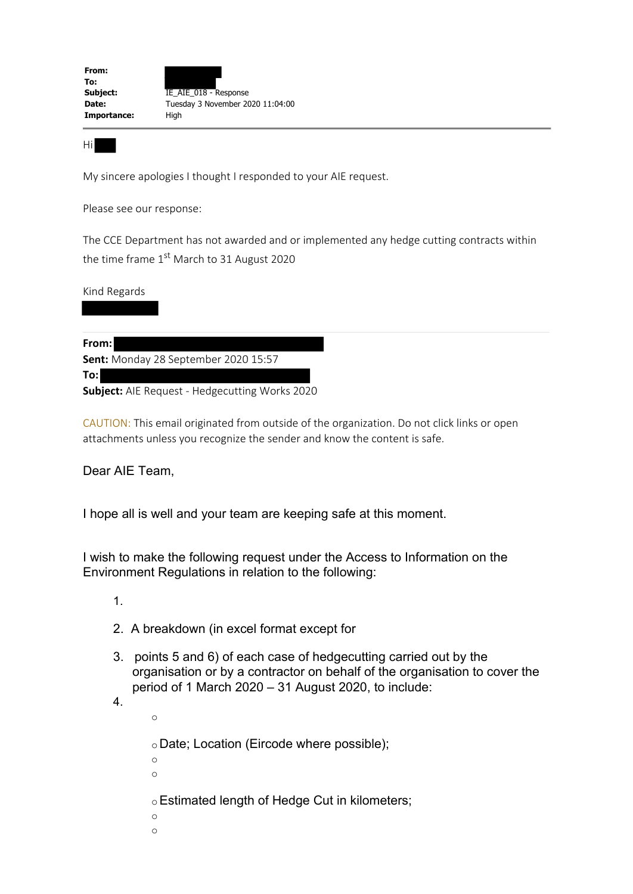**From:**
**To:**
**Subject:** IE_AIE_018 - Response
**Date:** Tuesday 3 November 2020 11:04:00
**Importance:** High

---

Hi

My sincere apologies I thought I responded to your AIE request.

Please see our response:

The CCE Department has not awarded and or implemented any hedge cutting contracts within the time frame 1st March to 31 August 2020

Kind Regards

---

**From:**
**Sent:** Monday 28 September 2020 15:57
**To:**
**Subject:** AIE Request - Hedgecutting Works 2020

CAUTION: This email originated from outside of the organization. Do not click links or open attachments unless you recognize the sender and know the content is safe.

Dear AIE Team,

I hope all is well and your team are keeping safe at this moment.

I wish to make the following request under the Access to Information on the Environment Regulations in relation to the following:

1.
2. A breakdown (in excel format except for
3. points 5 and 6) of each case of hedgecutting carried out by the organisation or by a contractor on behalf of the organisation to cover the period of 1 March 2020 – 31 August 2020, to include:
4.
    -
    - Date; Location (Eircode where possible);
    -
    -
    - Estimated length of Hedge Cut in kilometers;
    -
    -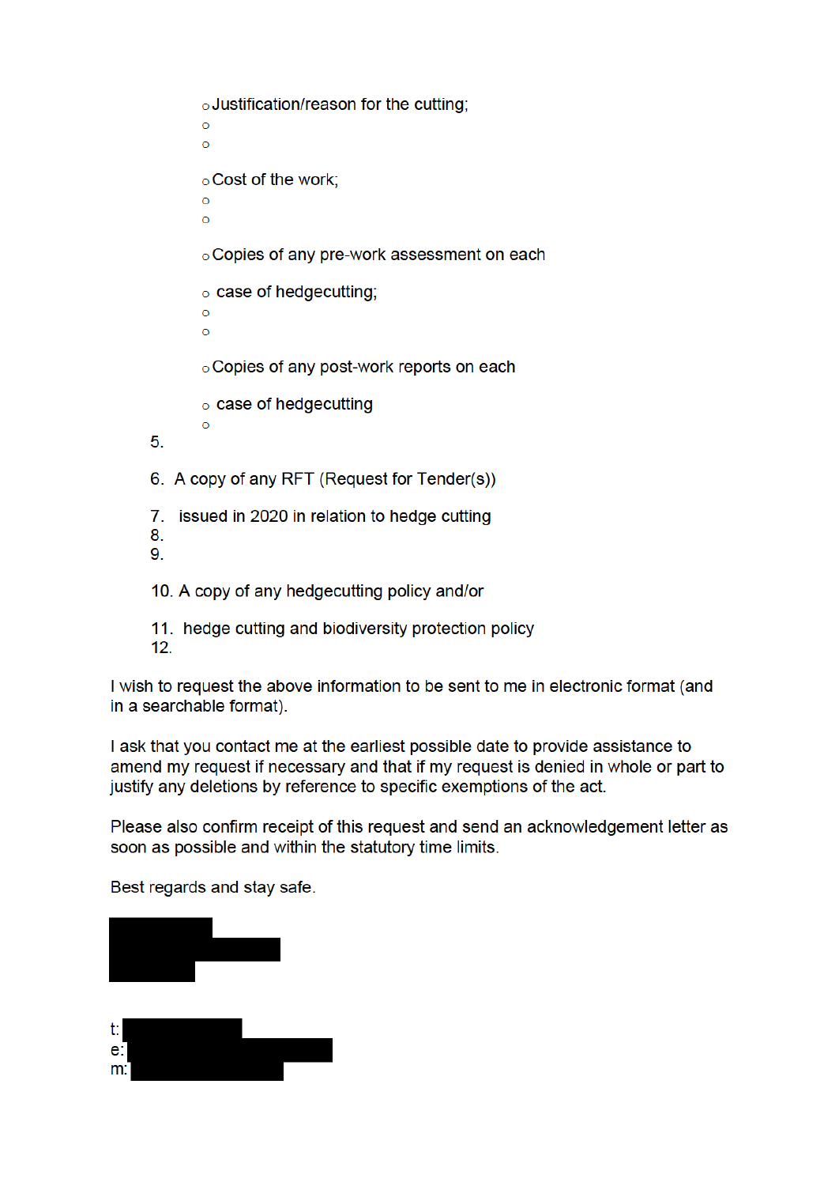- Justification/reason for the cutting;
- 
- 

- Cost of the work;
- 
- 

- Copies of any pre-work assessment on each
- case of hedgecutting;
- 
- 

- Copies of any post-work reports on each
- case of hedgecutting
- 

5.

6. A copy of any RFT (Request for Tender(s))

7. issued in 2020 in relation to hedge cutting
8.
9.

10. A copy of any hedgecutting policy and/or

11. hedge cutting and biodiversity protection policy
12.

I wish to request the above information to be sent to me in electronic format (and in a searchable format).

I ask that you contact me at the earliest possible date to provide assistance to amend my request if necessary and that if my request is denied in whole or part to justify any deletions by reference to specific exemptions of the act.

Please also confirm receipt of this request and send an acknowledgement letter as soon as possible and within the statutory time limits.

Best regards and stay safe.

t:
e:
m: